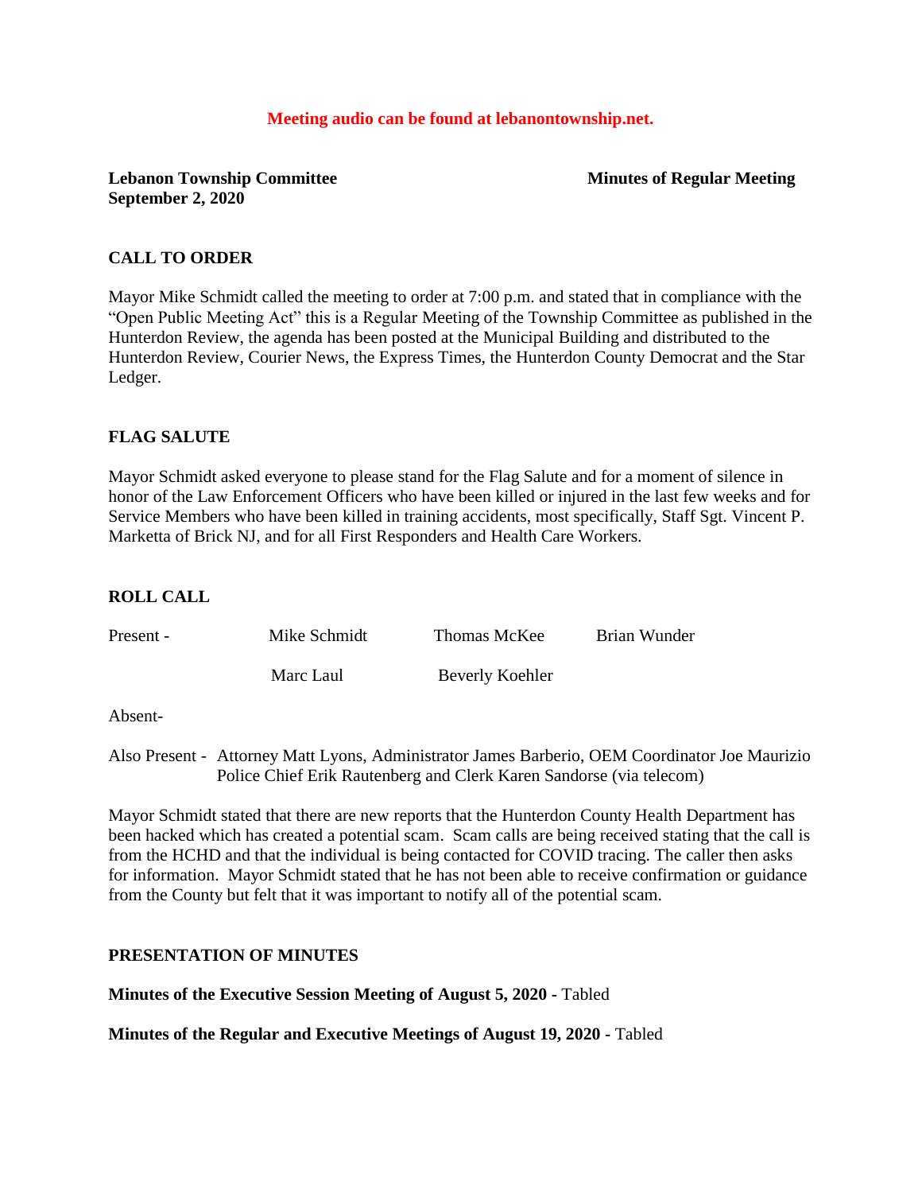**Meeting audio can be found at lebanontownship.net.**

**Lebanon Township Committee** **Minutes of Regular Meeting**
**September 2, 2020**

## CALL TO ORDER

Mayor Mike Schmidt called the meeting to order at 7:00 p.m. and stated that in compliance with the "Open Public Meeting Act" this is a Regular Meeting of the Township Committee as published in the Hunterdon Review, the agenda has been posted at the Municipal Building and distributed to the Hunterdon Review, Courier News, the Express Times, the Hunterdon County Democrat and the Star Ledger.

## FLAG SALUTE

Mayor Schmidt asked everyone to please stand for the Flag Salute and for a moment of silence in honor of the Law Enforcement Officers who have been killed or injured in the last few weeks and for Service Members who have been killed in training accidents, most specifically, Staff Sgt. Vincent P. Marketta of Brick NJ, and for all First Responders and Health Care Workers.

## ROLL CALL

Present - Mike Schmidt, Thomas McKee, Brian Wunder, Marc Laul, Beverly Koehler

Absent-

Also Present - Attorney Matt Lyons, Administrator James Barberio, OEM Coordinator Joe Maurizio Police Chief Erik Rautenberg and Clerk Karen Sandorse (via telecom)

Mayor Schmidt stated that there are new reports that the Hunterdon County Health Department has been hacked which has created a potential scam. Scam calls are being received stating that the call is from the HCHD and that the individual is being contacted for COVID tracing. The caller then asks for information. Mayor Schmidt stated that he has not been able to receive confirmation or guidance from the County but felt that it was important to notify all of the potential scam.

## PRESENTATION OF MINUTES

**Minutes of the Executive Session Meeting of August 5, 2020** - Tabled

**Minutes of the Regular and Executive Meetings of August 19, 2020 -** Tabled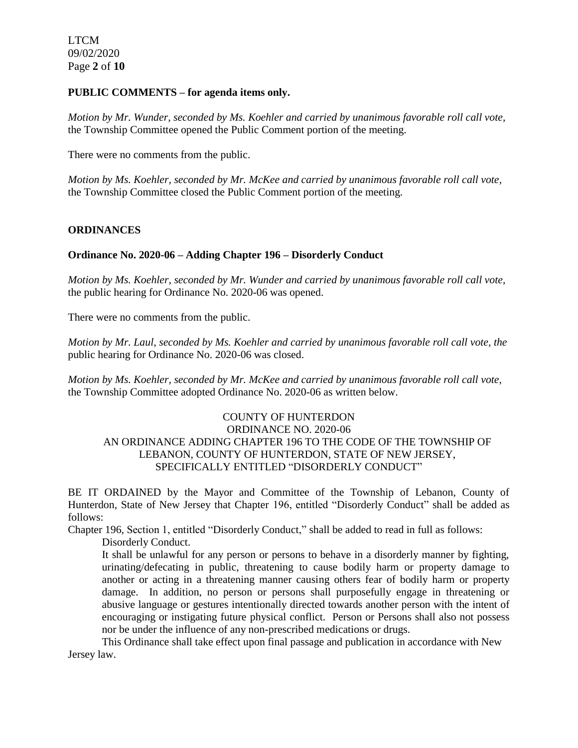**PUBLIC COMMENTS – for agenda items only.**

*Motion by Mr. Wunder, seconded by Ms. Koehler and carried by unanimous favorable roll call vote,* the Township Committee opened the Public Comment portion of the meeting.

There were no comments from the public.

*Motion by Ms. Koehler, seconded by Mr. McKee and carried by unanimous favorable roll call vote,* the Township Committee closed the Public Comment portion of the meeting.

**ORDINANCES**

**Ordinance No. 2020-06 – Adding Chapter 196 – Disorderly Conduct**

*Motion by Ms. Koehler, seconded by Mr. Wunder and carried by unanimous favorable roll call vote,* the public hearing for Ordinance No. 2020-06 was opened.

There were no comments from the public.

*Motion by Mr. Laul, seconded by Ms. Koehler and carried by unanimous favorable roll call vote, the* public hearing for Ordinance No. 2020-06 was closed.

*Motion by Ms. Koehler, seconded by Mr. McKee and carried by unanimous favorable roll call vote,* the Township Committee adopted Ordinance No. 2020-06 as written below.

COUNTY OF HUNTERDON
ORDINANCE NO. 2020-06
AN ORDINANCE ADDING CHAPTER 196 TO THE CODE OF THE TOWNSHIP OF LEBANON, COUNTY OF HUNTERDON, STATE OF NEW JERSEY, SPECIFICALLY ENTITLED "DISORDERLY CONDUCT"

BE IT ORDAINED by the Mayor and Committee of the Township of Lebanon, County of Hunterdon, State of New Jersey that Chapter 196, entitled "Disorderly Conduct" shall be added as follows:

Chapter 196, Section 1, entitled "Disorderly Conduct," shall be added to read in full as follows:

Disorderly Conduct.

It shall be unlawful for any person or persons to behave in a disorderly manner by fighting, urinating/defecating in public, threatening to cause bodily harm or property damage to another or acting in a threatening manner causing others fear of bodily harm or property damage. In addition, no person or persons shall purposefully engage in threatening or abusive language or gestures intentionally directed towards another person with the intent of encouraging or instigating future physical conflict. Person or Persons shall also not possess nor be under the influence of any non-prescribed medications or drugs.

This Ordinance shall take effect upon final passage and publication in accordance with New Jersey law.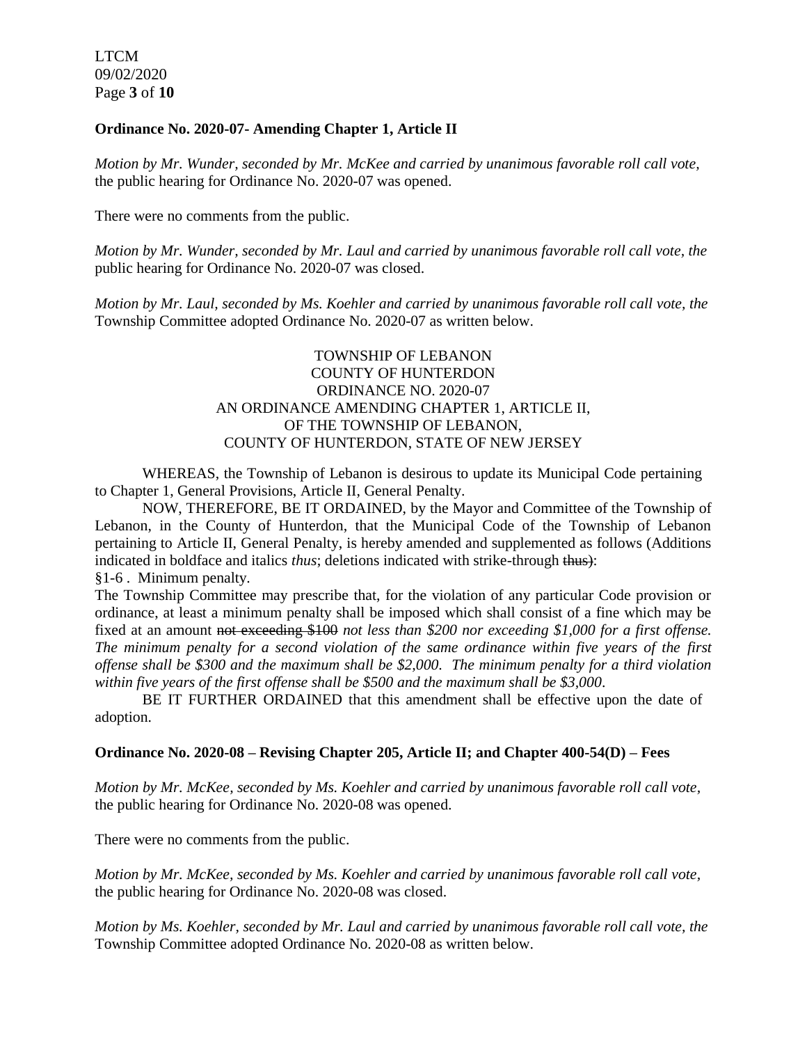**Ordinance No. 2020-07- Amending Chapter 1, Article II**

*Motion by Mr. Wunder, seconded by Mr. McKee and carried by unanimous favorable roll call vote,* the public hearing for Ordinance No. 2020-07 was opened.

There were no comments from the public.

*Motion by Mr. Wunder, seconded by Mr. Laul and carried by unanimous favorable roll call vote, the* public hearing for Ordinance No. 2020-07 was closed.

*Motion by Mr. Laul, seconded by Ms. Koehler and carried by unanimous favorable roll call vote, the* Township Committee adopted Ordinance No. 2020-07 as written below.

TOWNSHIP OF LEBANON
COUNTY OF HUNTERDON
ORDINANCE NO. 2020-07
AN ORDINANCE AMENDING CHAPTER 1, ARTICLE II,
OF THE TOWNSHIP OF LEBANON,
COUNTY OF HUNTERDON, STATE OF NEW JERSEY

WHEREAS, the Township of Lebanon is desirous to update its Municipal Code pertaining to Chapter 1, General Provisions, Article II, General Penalty.

NOW, THEREFORE, BE IT ORDAINED, by the Mayor and Committee of the Township of Lebanon, in the County of Hunterdon, that the Municipal Code of the Township of Lebanon pertaining to Article II, General Penalty, is hereby amended and supplemented as follows (Additions indicated in boldface and italics *thus*; deletions indicated with strike-through ~~thus~~):

§1-6 . Minimum penalty.

The Township Committee may prescribe that, for the violation of any particular Code provision or ordinance, at least a minimum penalty shall be imposed which shall consist of a fine which may be fixed at an amount ~~not exceeding $100~~ *not less than $200 nor exceeding $1,000 for a first offense. The minimum penalty for a second violation of the same ordinance within five years of the first offense shall be $300 and the maximum shall be $2,000. The minimum penalty for a third violation within five years of the first offense shall be $500 and the maximum shall be $3,000*.

BE IT FURTHER ORDAINED that this amendment shall be effective upon the date of adoption.

**Ordinance No. 2020-08 – Revising Chapter 205, Article II; and Chapter 400-54(D) – Fees**

*Motion by Mr. McKee, seconded by Ms. Koehler and carried by unanimous favorable roll call vote,* the public hearing for Ordinance No. 2020-08 was opened.

There were no comments from the public.

*Motion by Mr. McKee, seconded by Ms. Koehler and carried by unanimous favorable roll call vote*, the public hearing for Ordinance No. 2020-08 was closed.

*Motion by Ms. Koehler, seconded by Mr. Laul and carried by unanimous favorable roll call vote, the* Township Committee adopted Ordinance No. 2020-08 as written below.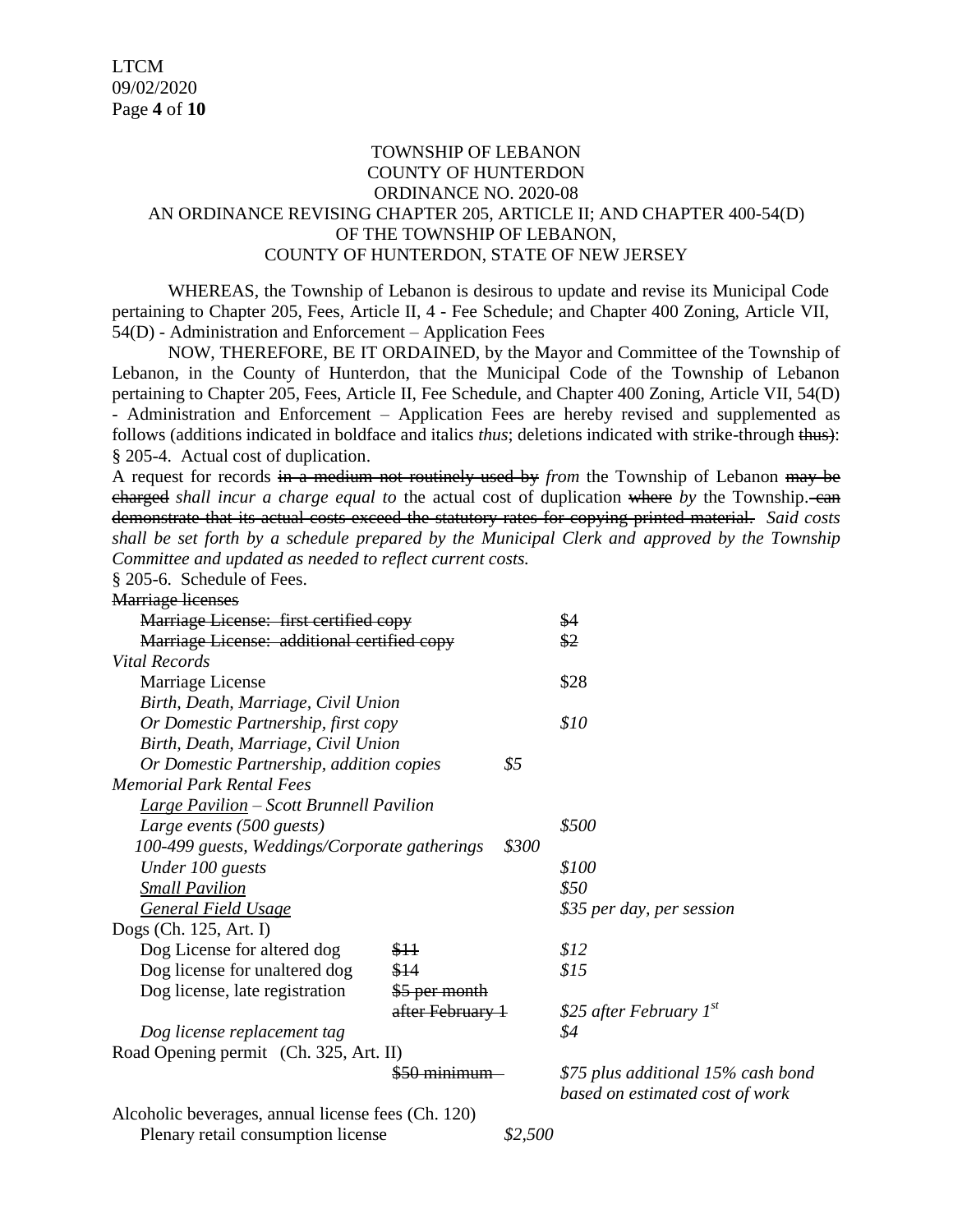TOWNSHIP OF LEBANON
COUNTY OF HUNTERDON
ORDINANCE NO. 2020-08
AN ORDINANCE REVISING CHAPTER 205, ARTICLE II; AND CHAPTER 400-54(D)
OF THE TOWNSHIP OF LEBANON,
COUNTY OF HUNTERDON, STATE OF NEW JERSEY

WHEREAS, the Township of Lebanon is desirous to update and revise its Municipal Code pertaining to Chapter 205, Fees, Article II, 4 - Fee Schedule; and Chapter 400 Zoning, Article VII, 54(D) - Administration and Enforcement – Application Fees

NOW, THEREFORE, BE IT ORDAINED, by the Mayor and Committee of the Township of Lebanon, in the County of Hunterdon, that the Municipal Code of the Township of Lebanon pertaining to Chapter 205, Fees, Article II, Fee Schedule, and Chapter 400 Zoning, Article VII, 54(D) - Administration and Enforcement – Application Fees are hereby revised and supplemented as follows (additions indicated in boldface and italics *thus*; deletions indicated with strike-through ~~thus~~):

§ 205-4. Actual cost of duplication.

A request for records ~~in a medium not routinely used by~~ *from* the Township of Lebanon ~~may be charged~~ *shall incur a charge equal to* the actual cost of duplication ~~where~~ *by* the Township. ~~can demonstrate that its actual costs exceed the statutory rates for copying printed material.~~ *Said costs shall be set forth by a schedule prepared by the Municipal Clerk and approved by the Township Committee and updated as needed to reflect current costs.*

§ 205-6. Schedule of Fees.

| Item | Deleted | Fee |
|---|---|---|
| ~~Marriage licenses~~ | | |
| ~~Marriage License: first certified copy~~ | | ~~$4~~ |
| ~~Marriage License: additional certified copy~~ | | ~~$2~~ |
| *Vital Records* | | |
| Marriage License | | $28 |
| *Birth, Death, Marriage, Civil Union Or Domestic Partnership, first copy* | | *$10* |
| *Birth, Death, Marriage, Civil Union Or Domestic Partnership, addition copies* | | *$5* |
| *Memorial Park Rental Fees* | | |
| *Large Pavilion – Scott Brunnell Pavilion* | | |
| *Large events (500 guests)* | | *$500* |
| *100-499 guests, Weddings/Corporate gatherings* | | *$300* |
| *Under 100 guests* | | *$100* |
| *Small Pavilion* | | *$50* |
| *General Field Usage* | | *$35 per day, per session* |
| Dogs (Ch. 125, Art. I) | | |
| Dog License for altered dog | ~~$11~~ | *$12* |
| Dog license for unaltered dog | ~~$14~~ | *$15* |
| Dog license, late registration | ~~$5 per month after February 1~~ | *$25 after February 1st* |
| *Dog license replacement tag* | | *$4* |
| Road Opening permit (Ch. 325, Art. II) | ~~$50 minimum~~ | *$75 plus additional 15% cash bond based on estimated cost of work* |
| Alcoholic beverages, annual license fees (Ch. 120) | | |
| Plenary retail consumption license | | *$2,500* |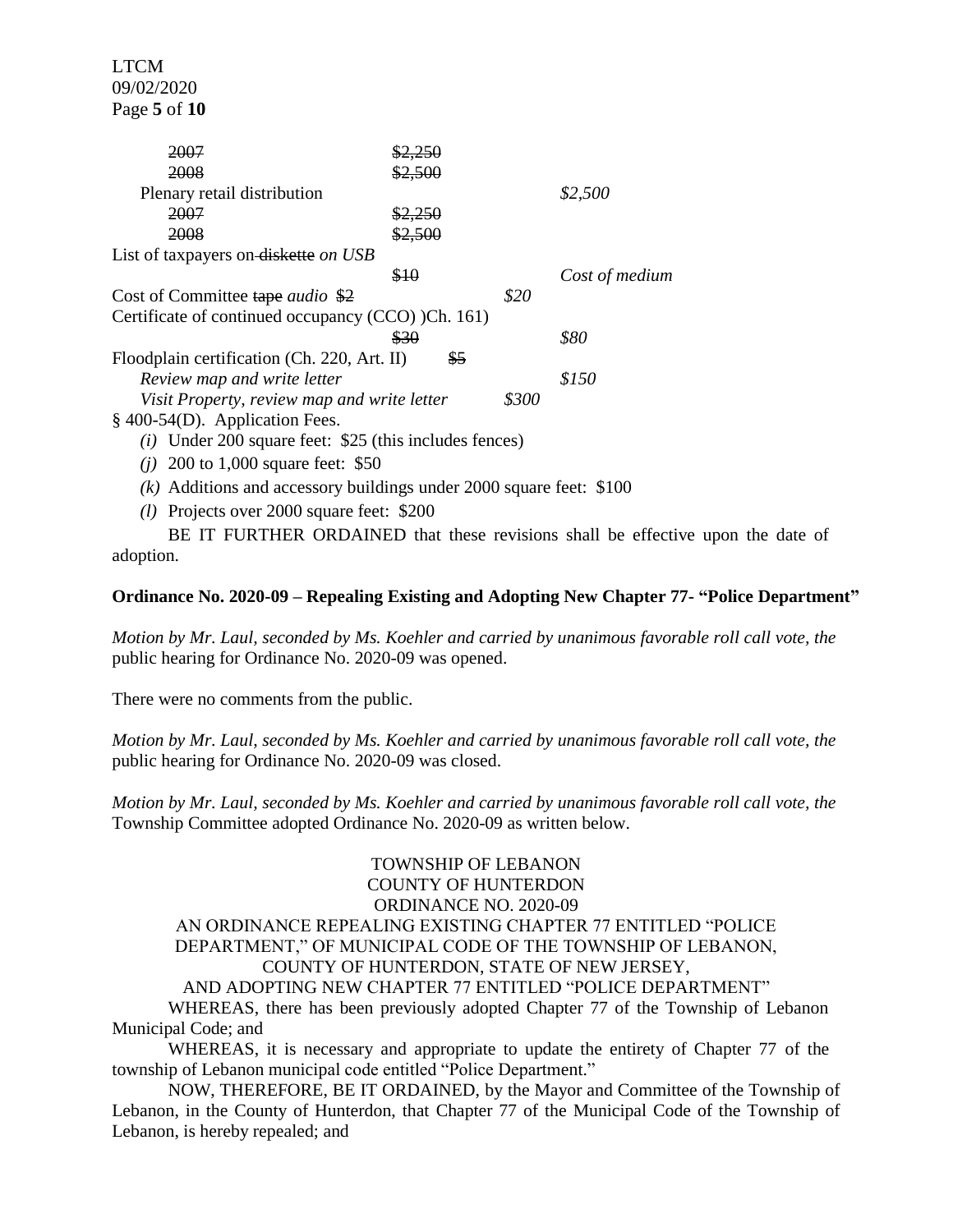| | | |
|---|---|---|
| ~~2007~~ | ~~$2,250~~ | |
| ~~2008~~ | ~~$2,500~~ | |
| Plenary retail distribution | | *$2,500* |
| ~~2007~~ | ~~$2,250~~ | |
| ~~2008~~ | ~~$2,500~~ | |
| List of taxpayers on ~~diskette~~ *on USB* | ~~$10~~ | *Cost of medium* |
| Cost of Committee ~~tape~~ *audio* ~~$2~~ | | *$20* |
| Certificate of continued occupancy (CCO) )Ch. 161) | ~~$30~~ | *$80* |
| Floodplain certification (Ch. 220, Art. II) | ~~$5~~ | |
| *Review map and write letter* | | *$150* |
| *Visit Property, review map and write letter* | | *$300* |

§ 400-54(D). Application Fees.

*(i)* Under 200 square feet: $25 (this includes fences)

*(j)* 200 to 1,000 square feet: $50

*(k)* Additions and accessory buildings under 2000 square feet: $100

*(l)* Projects over 2000 square feet: $200

BE IT FURTHER ORDAINED that these revisions shall be effective upon the date of adoption.

**Ordinance No. 2020-09 – Repealing Existing and Adopting New Chapter 77- "Police Department"**

*Motion by Mr. Laul, seconded by Ms. Koehler and carried by unanimous favorable roll call vote, the* public hearing for Ordinance No. 2020-09 was opened.

There were no comments from the public.

*Motion by Mr. Laul, seconded by Ms. Koehler and carried by unanimous favorable roll call vote, the* public hearing for Ordinance No. 2020-09 was closed.

*Motion by Mr. Laul, seconded by Ms. Koehler and carried by unanimous favorable roll call vote, the* Township Committee adopted Ordinance No. 2020-09 as written below.

TOWNSHIP OF LEBANON
COUNTY OF HUNTERDON
ORDINANCE NO. 2020-09
AN ORDINANCE REPEALING EXISTING CHAPTER 77 ENTITLED "POLICE DEPARTMENT," OF MUNICIPAL CODE OF THE TOWNSHIP OF LEBANON, COUNTY OF HUNTERDON, STATE OF NEW JERSEY,
AND ADOPTING NEW CHAPTER 77 ENTITLED "POLICE DEPARTMENT"

WHEREAS, there has been previously adopted Chapter 77 of the Township of Lebanon Municipal Code; and

WHEREAS, it is necessary and appropriate to update the entirety of Chapter 77 of the township of Lebanon municipal code entitled "Police Department."

NOW, THEREFORE, BE IT ORDAINED, by the Mayor and Committee of the Township of Lebanon, in the County of Hunterdon, that Chapter 77 of the Municipal Code of the Township of Lebanon, is hereby repealed; and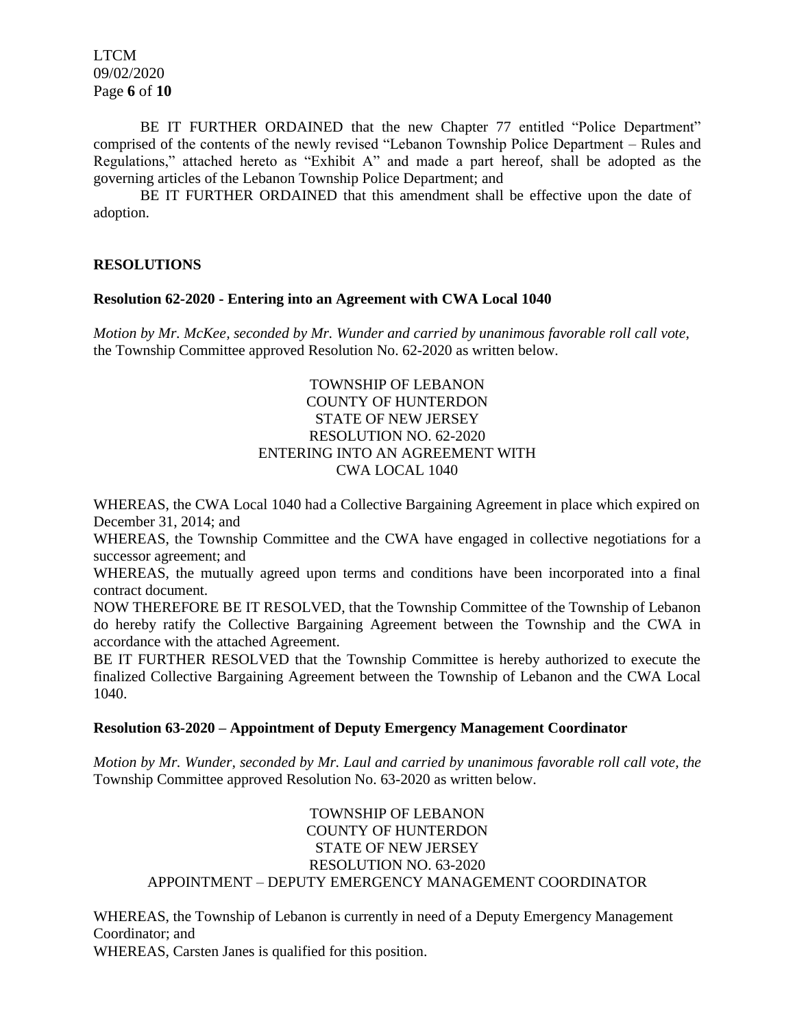BE IT FURTHER ORDAINED that the new Chapter 77 entitled "Police Department" comprised of the contents of the newly revised "Lebanon Township Police Department – Rules and Regulations," attached hereto as "Exhibit A" and made a part hereof, shall be adopted as the governing articles of the Lebanon Township Police Department; and

BE IT FURTHER ORDAINED that this amendment shall be effective upon the date of adoption.

## RESOLUTIONS

### Resolution 62-2020 - Entering into an Agreement with CWA Local 1040

*Motion by Mr. McKee, seconded by Mr. Wunder and carried by unanimous favorable roll call vote,* the Township Committee approved Resolution No. 62-2020 as written below.

TOWNSHIP OF LEBANON
COUNTY OF HUNTERDON
STATE OF NEW JERSEY
RESOLUTION NO. 62-2020
ENTERING INTO AN AGREEMENT WITH
CWA LOCAL 1040

WHEREAS, the CWA Local 1040 had a Collective Bargaining Agreement in place which expired on December 31, 2014; and

WHEREAS, the Township Committee and the CWA have engaged in collective negotiations for a successor agreement; and

WHEREAS, the mutually agreed upon terms and conditions have been incorporated into a final contract document.

NOW THEREFORE BE IT RESOLVED, that the Township Committee of the Township of Lebanon do hereby ratify the Collective Bargaining Agreement between the Township and the CWA in accordance with the attached Agreement.

BE IT FURTHER RESOLVED that the Township Committee is hereby authorized to execute the finalized Collective Bargaining Agreement between the Township of Lebanon and the CWA Local 1040.

### Resolution 63-2020 – Appointment of Deputy Emergency Management Coordinator

*Motion by Mr. Wunder, seconded by Mr. Laul and carried by unanimous favorable roll call vote, the* Township Committee approved Resolution No. 63-2020 as written below.

TOWNSHIP OF LEBANON
COUNTY OF HUNTERDON
STATE OF NEW JERSEY
RESOLUTION NO. 63-2020
APPOINTMENT – DEPUTY EMERGENCY MANAGEMENT COORDINATOR

WHEREAS, the Township of Lebanon is currently in need of a Deputy Emergency Management Coordinator; and

WHEREAS, Carsten Janes is qualified for this position.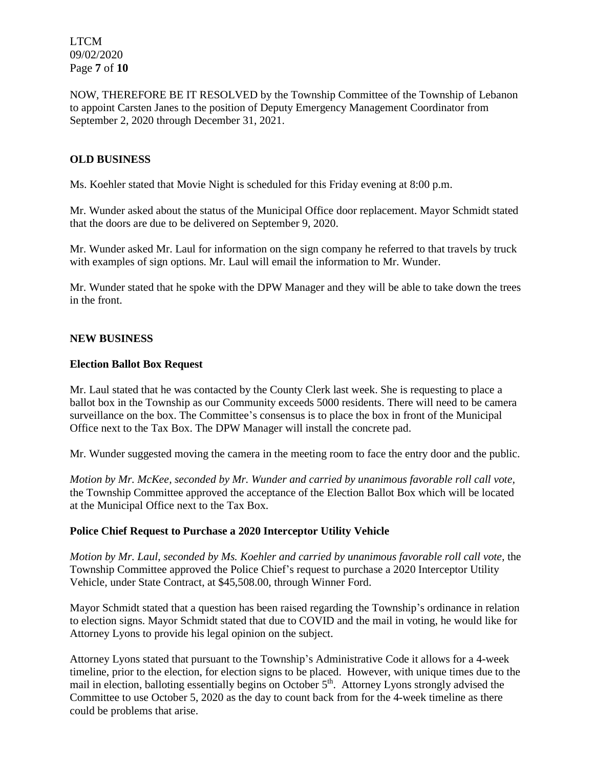NOW, THEREFORE BE IT RESOLVED by the Township Committee of the Township of Lebanon to appoint Carsten Janes to the position of Deputy Emergency Management Coordinator from September 2, 2020 through December 31, 2021.

## OLD BUSINESS

Ms. Koehler stated that Movie Night is scheduled for this Friday evening at 8:00 p.m.

Mr. Wunder asked about the status of the Municipal Office door replacement. Mayor Schmidt stated that the doors are due to be delivered on September 9, 2020.

Mr. Wunder asked Mr. Laul for information on the sign company he referred to that travels by truck with examples of sign options. Mr. Laul will email the information to Mr. Wunder.

Mr. Wunder stated that he spoke with the DPW Manager and they will be able to take down the trees in the front.

## NEW BUSINESS

### Election Ballot Box Request

Mr. Laul stated that he was contacted by the County Clerk last week. She is requesting to place a ballot box in the Township as our Community exceeds 5000 residents. There will need to be camera surveillance on the box. The Committee's consensus is to place the box in front of the Municipal Office next to the Tax Box. The DPW Manager will install the concrete pad.

Mr. Wunder suggested moving the camera in the meeting room to face the entry door and the public.

*Motion by Mr. McKee, seconded by Mr. Wunder and carried by unanimous favorable roll call vote,* the Township Committee approved the acceptance of the Election Ballot Box which will be located at the Municipal Office next to the Tax Box.

### Police Chief Request to Purchase a 2020 Interceptor Utility Vehicle

*Motion by Mr. Laul, seconded by Ms. Koehler and carried by unanimous favorable roll call vote,* the Township Committee approved the Police Chief's request to purchase a 2020 Interceptor Utility Vehicle, under State Contract, at $45,508.00, through Winner Ford.

Mayor Schmidt stated that a question has been raised regarding the Township's ordinance in relation to election signs. Mayor Schmidt stated that due to COVID and the mail in voting, he would like for Attorney Lyons to provide his legal opinion on the subject.

Attorney Lyons stated that pursuant to the Township's Administrative Code it allows for a 4-week timeline, prior to the election, for election signs to be placed. However, with unique times due to the mail in election, balloting essentially begins on October 5th. Attorney Lyons strongly advised the Committee to use October 5, 2020 as the day to count back from for the 4-week timeline as there could be problems that arise.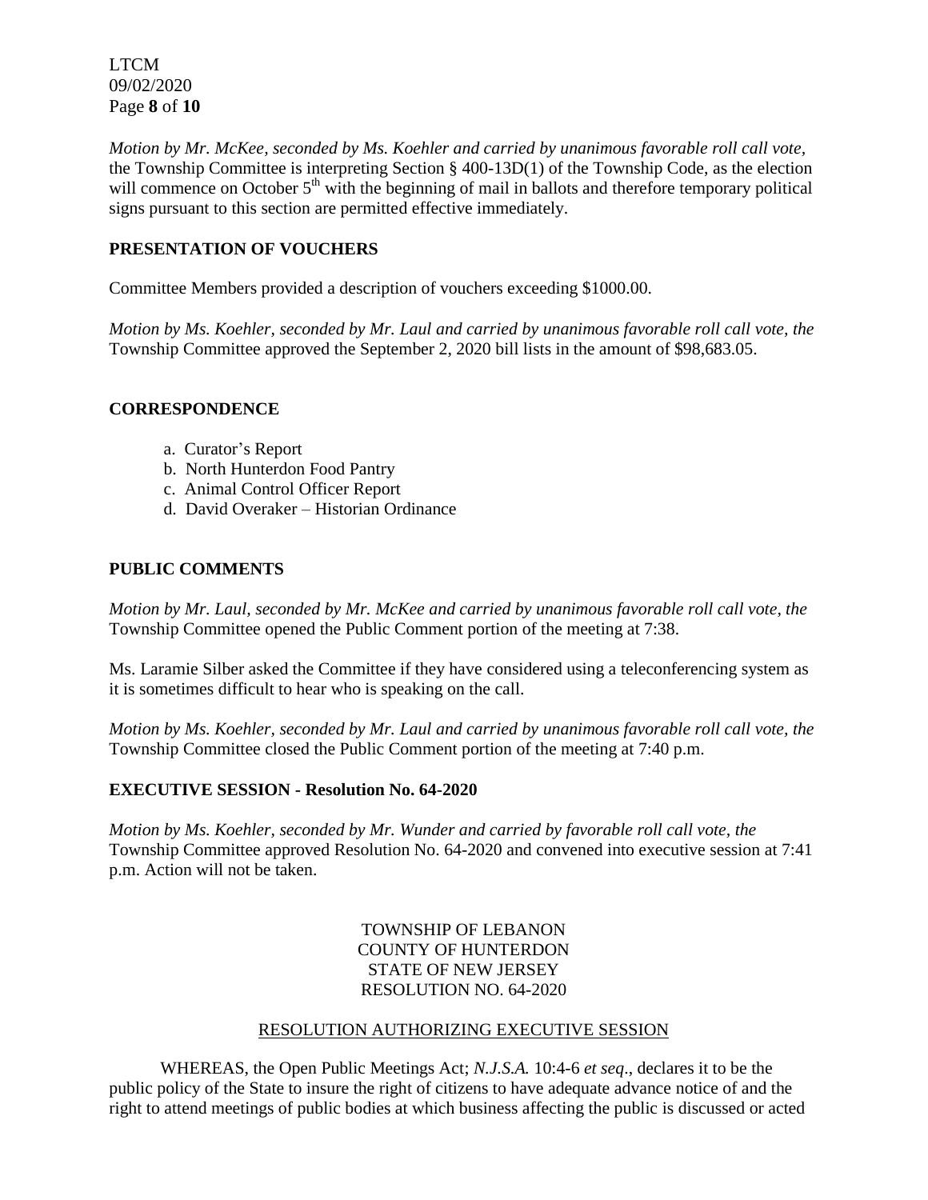*Motion by Mr. McKee, seconded by Ms. Koehler and carried by unanimous favorable roll call vote,* the Township Committee is interpreting Section § 400-13D(1) of the Township Code, as the election will commence on October 5th with the beginning of mail in ballots and therefore temporary political signs pursuant to this section are permitted effective immediately.

## PRESENTATION OF VOUCHERS

Committee Members provided a description of vouchers exceeding $1000.00.

*Motion by Ms. Koehler, seconded by Mr. Laul and carried by unanimous favorable roll call vote, the* Township Committee approved the September 2, 2020 bill lists in the amount of $98,683.05.

## CORRESPONDENCE

a. Curator's Report
b. North Hunterdon Food Pantry
c. Animal Control Officer Report
d. David Overaker – Historian Ordinance

## PUBLIC COMMENTS

*Motion by Mr. Laul, seconded by Mr. McKee and carried by unanimous favorable roll call vote, the* Township Committee opened the Public Comment portion of the meeting at 7:38.

Ms. Laramie Silber asked the Committee if they have considered using a teleconferencing system as it is sometimes difficult to hear who is speaking on the call.

*Motion by Ms. Koehler, seconded by Mr. Laul and carried by unanimous favorable roll call vote, the* Township Committee closed the Public Comment portion of the meeting at 7:40 p.m.

## EXECUTIVE SESSION - Resolution No. 64-2020

*Motion by Ms. Koehler, seconded by Mr. Wunder and carried by favorable roll call vote, the* Township Committee approved Resolution No. 64-2020 and convened into executive session at 7:41 p.m. Action will not be taken.

TOWNSHIP OF LEBANON
COUNTY OF HUNTERDON
STATE OF NEW JERSEY
RESOLUTION NO. 64-2020

RESOLUTION AUTHORIZING EXECUTIVE SESSION

WHEREAS, the Open Public Meetings Act; *N.J.S.A.* 10:4-6 *et seq*., declares it to be the public policy of the State to insure the right of citizens to have adequate advance notice of and the right to attend meetings of public bodies at which business affecting the public is discussed or acted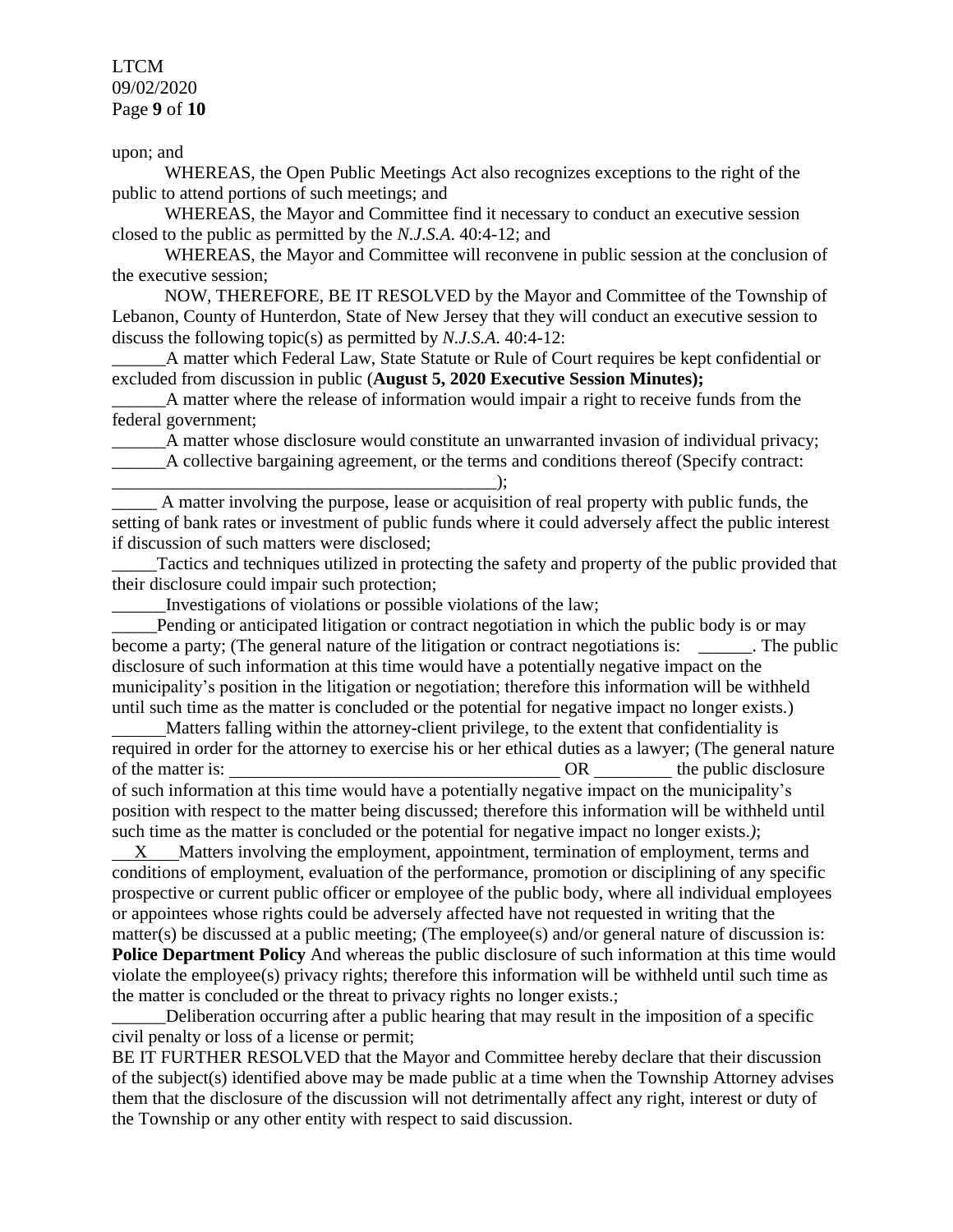upon; and

WHEREAS, the Open Public Meetings Act also recognizes exceptions to the right of the public to attend portions of such meetings; and

WHEREAS, the Mayor and Committee find it necessary to conduct an executive session closed to the public as permitted by the *N.J.S.A.* 40:4-12; and

WHEREAS, the Mayor and Committee will reconvene in public session at the conclusion of the executive session;

NOW, THEREFORE, BE IT RESOLVED by the Mayor and Committee of the Township of Lebanon, County of Hunterdon, State of New Jersey that they will conduct an executive session to discuss the following topic(s) as permitted by *N.J.S.A.* 40:4-12:

______A matter which Federal Law, State Statute or Rule of Court requires be kept confidential or excluded from discussion in public (**August 5, 2020 Executive Session Minutes);**

______A matter where the release of information would impair a right to receive funds from the federal government;

______A matter whose disclosure would constitute an unwarranted invasion of individual privacy;

______A collective bargaining agreement, or the terms and conditions thereof (Specify contract: ____________________________________________);

_____ A matter involving the purpose, lease or acquisition of real property with public funds, the setting of bank rates or investment of public funds where it could adversely affect the public interest if discussion of such matters were disclosed;

_____Tactics and techniques utilized in protecting the safety and property of the public provided that their disclosure could impair such protection;

______Investigations of violations or possible violations of the law;

_____Pending or anticipated litigation or contract negotiation in which the public body is or may become a party; (The general nature of the litigation or contract negotiations is: ______. The public disclosure of such information at this time would have a potentially negative impact on the municipality's position in the litigation or negotiation; therefore this information will be withheld until such time as the matter is concluded or the potential for negative impact no longer exists.)

______Matters falling within the attorney-client privilege, to the extent that confidentiality is required in order for the attorney to exercise his or her ethical duties as a lawyer; (The general nature of the matter is: ____________________________________ OR ________ the public disclosure of such information at this time would have a potentially negative impact on the municipality's position with respect to the matter being discussed; therefore this information will be withheld until such time as the matter is concluded or the potential for negative impact no longer exists.*)*;

__X___Matters involving the employment, appointment, termination of employment, terms and conditions of employment, evaluation of the performance, promotion or disciplining of any specific prospective or current public officer or employee of the public body, where all individual employees or appointees whose rights could be adversely affected have not requested in writing that the matter(s) be discussed at a public meeting; (The employee(s) and/or general nature of discussion is: **Police Department Policy** And whereas the public disclosure of such information at this time would violate the employee(s) privacy rights; therefore this information will be withheld until such time as the matter is concluded or the threat to privacy rights no longer exists.;

______Deliberation occurring after a public hearing that may result in the imposition of a specific civil penalty or loss of a license or permit;

BE IT FURTHER RESOLVED that the Mayor and Committee hereby declare that their discussion of the subject(s) identified above may be made public at a time when the Township Attorney advises them that the disclosure of the discussion will not detrimentally affect any right, interest or duty of the Township or any other entity with respect to said discussion.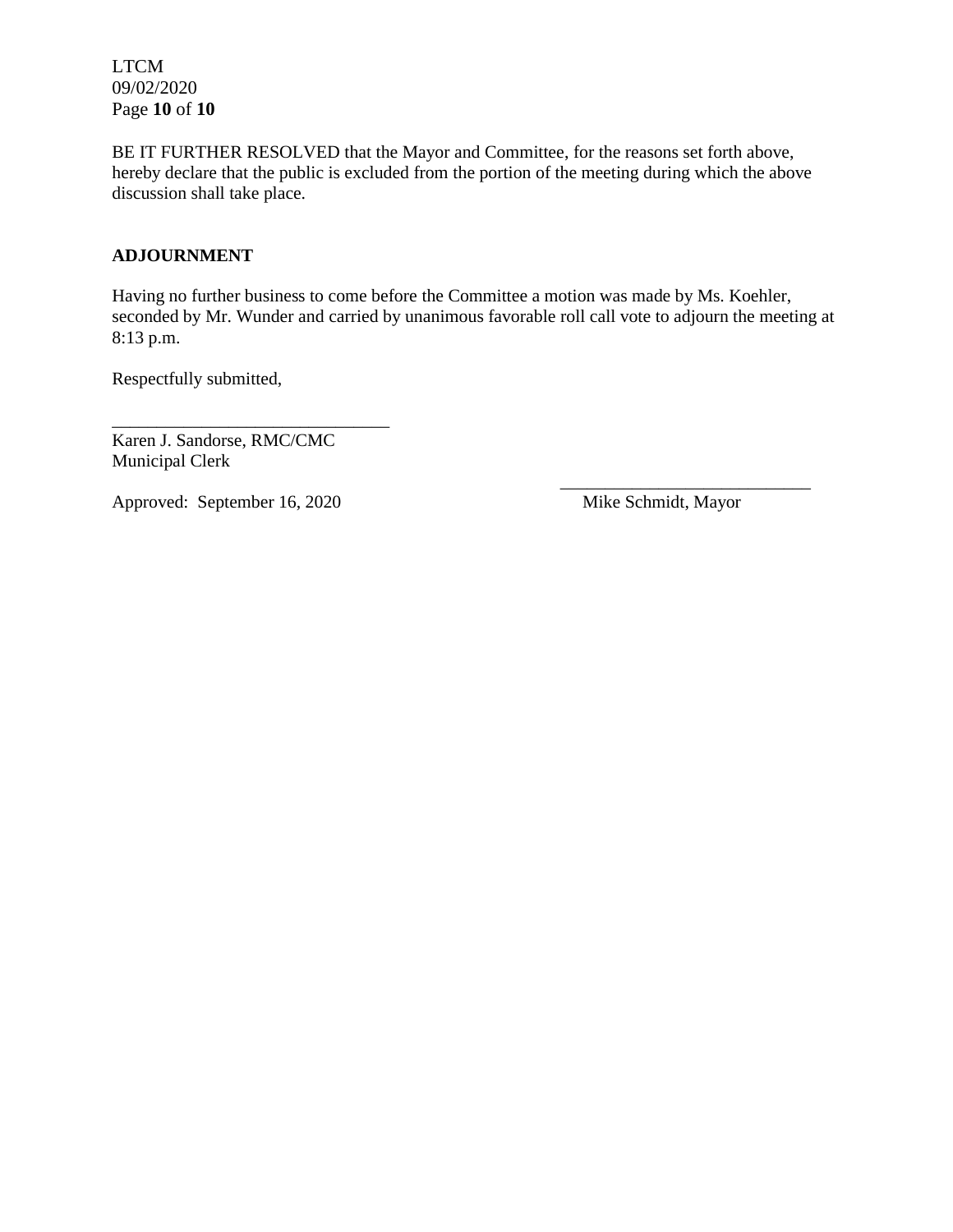BE IT FURTHER RESOLVED that the Mayor and Committee, for the reasons set forth above, hereby declare that the public is excluded from the portion of the meeting during which the above discussion shall take place.

**ADJOURNMENT**

Having no further business to come before the Committee a motion was made by Ms. Koehler, seconded by Mr. Wunder and carried by unanimous favorable roll call vote to adjourn the meeting at 8:13 p.m.

Respectfully submitted,

_______________________________
Karen J. Sandorse, RMC/CMC
Municipal Clerk

Approved: September 16, 2020

_____________________________
Mike Schmidt, Mayor